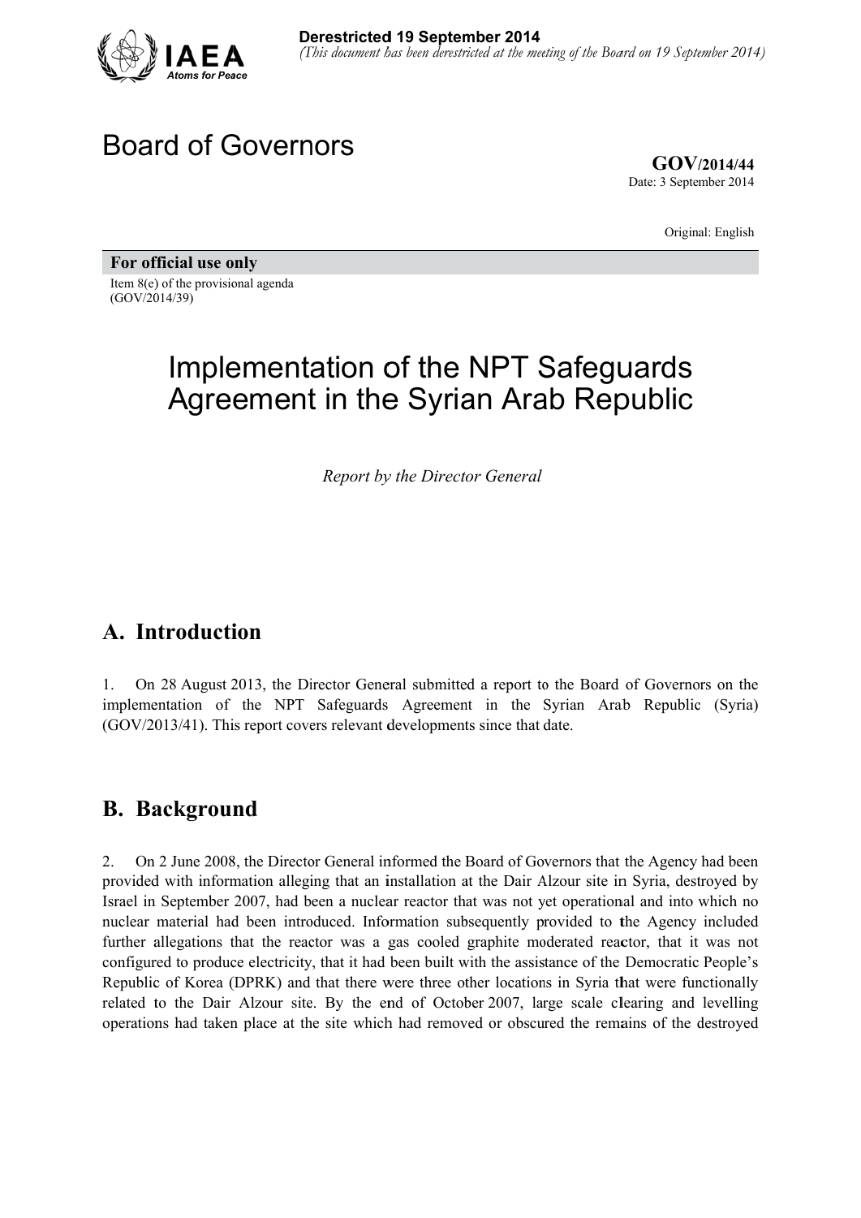**Derestricted 19 September 2014**
*(This document has been derestricted at the meeting of the Board on 19 September 2014)*

# Board of Governors

**GOV/2014/44**
Date: 3 September 2014

Original: English

**For official use only**

Item 8(e) of the provisional agenda
(GOV/2014/39)

# Implementation of the NPT Safeguards Agreement in the Syrian Arab Republic

*Report by the Director General*

## A. Introduction

1. On 28 August 2013, the Director General submitted a report to the Board of Governors on the implementation of the NPT Safeguards Agreement in the Syrian Arab Republic (Syria) (GOV/2013/41). This report covers relevant developments since that date.

## B. Background

2. On 2 June 2008, the Director General informed the Board of Governors that the Agency had been provided with information alleging that an installation at the Dair Alzour site in Syria, destroyed by Israel in September 2007, had been a nuclear reactor that was not yet operational and into which no nuclear material had been introduced. Information subsequently provided to the Agency included further allegations that the reactor was a gas cooled graphite moderated reactor, that it was not configured to produce electricity, that it had been built with the assistance of the Democratic People's Republic of Korea (DPRK) and that there were three other locations in Syria that were functionally related to the Dair Alzour site. By the end of October 2007, large scale clearing and levelling operations had taken place at the site which had removed or obscured the remains of the destroyed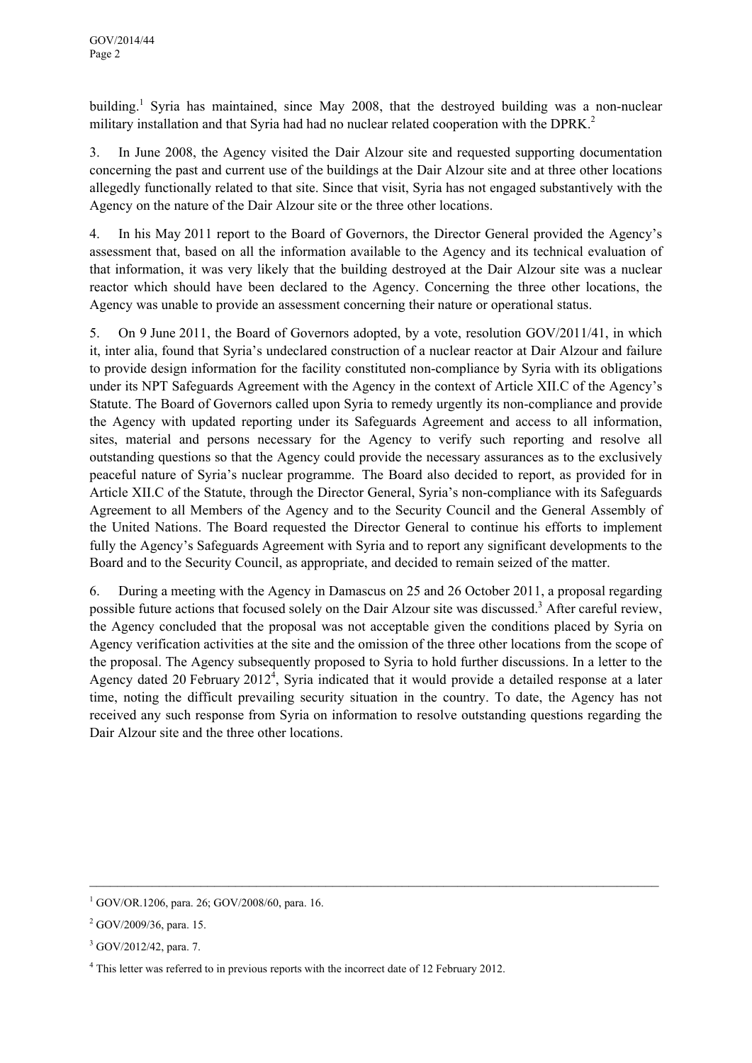building.[1] Syria has maintained, since May 2008, that the destroyed building was a non-nuclear military installation and that Syria had had no nuclear related cooperation with the DPRK.[2]

3. In June 2008, the Agency visited the Dair Alzour site and requested supporting documentation concerning the past and current use of the buildings at the Dair Alzour site and at three other locations allegedly functionally related to that site. Since that visit, Syria has not engaged substantively with the Agency on the nature of the Dair Alzour site or the three other locations.

4. In his May 2011 report to the Board of Governors, the Director General provided the Agency's assessment that, based on all the information available to the Agency and its technical evaluation of that information, it was very likely that the building destroyed at the Dair Alzour site was a nuclear reactor which should have been declared to the Agency. Concerning the three other locations, the Agency was unable to provide an assessment concerning their nature or operational status.

5. On 9 June 2011, the Board of Governors adopted, by a vote, resolution GOV/2011/41, in which it, inter alia, found that Syria's undeclared construction of a nuclear reactor at Dair Alzour and failure to provide design information for the facility constituted non-compliance by Syria with its obligations under its NPT Safeguards Agreement with the Agency in the context of Article XII.C of the Agency's Statute. The Board of Governors called upon Syria to remedy urgently its non-compliance and provide the Agency with updated reporting under its Safeguards Agreement and access to all information, sites, material and persons necessary for the Agency to verify such reporting and resolve all outstanding questions so that the Agency could provide the necessary assurances as to the exclusively peaceful nature of Syria's nuclear programme. The Board also decided to report, as provided for in Article XII.C of the Statute, through the Director General, Syria's non-compliance with its Safeguards Agreement to all Members of the Agency and to the Security Council and the General Assembly of the United Nations. The Board requested the Director General to continue his efforts to implement fully the Agency's Safeguards Agreement with Syria and to report any significant developments to the Board and to the Security Council, as appropriate, and decided to remain seized of the matter.

6. During a meeting with the Agency in Damascus on 25 and 26 October 2011, a proposal regarding possible future actions that focused solely on the Dair Alzour site was discussed.[3] After careful review, the Agency concluded that the proposal was not acceptable given the conditions placed by Syria on Agency verification activities at the site and the omission of the three other locations from the scope of the proposal. The Agency subsequently proposed to Syria to hold further discussions. In a letter to the Agency dated 20 February 2012[4], Syria indicated that it would provide a detailed response at a later time, noting the difficult prevailing security situation in the country. To date, the Agency has not received any such response from Syria on information to resolve outstanding questions regarding the Dair Alzour site and the three other locations.

---

[1] GOV/OR.1206, para. 26; GOV/2008/60, para. 16.

[2] GOV/2009/36, para. 15.

[3] GOV/2012/42, para. 7.

[4] This letter was referred to in previous reports with the incorrect date of 12 February 2012.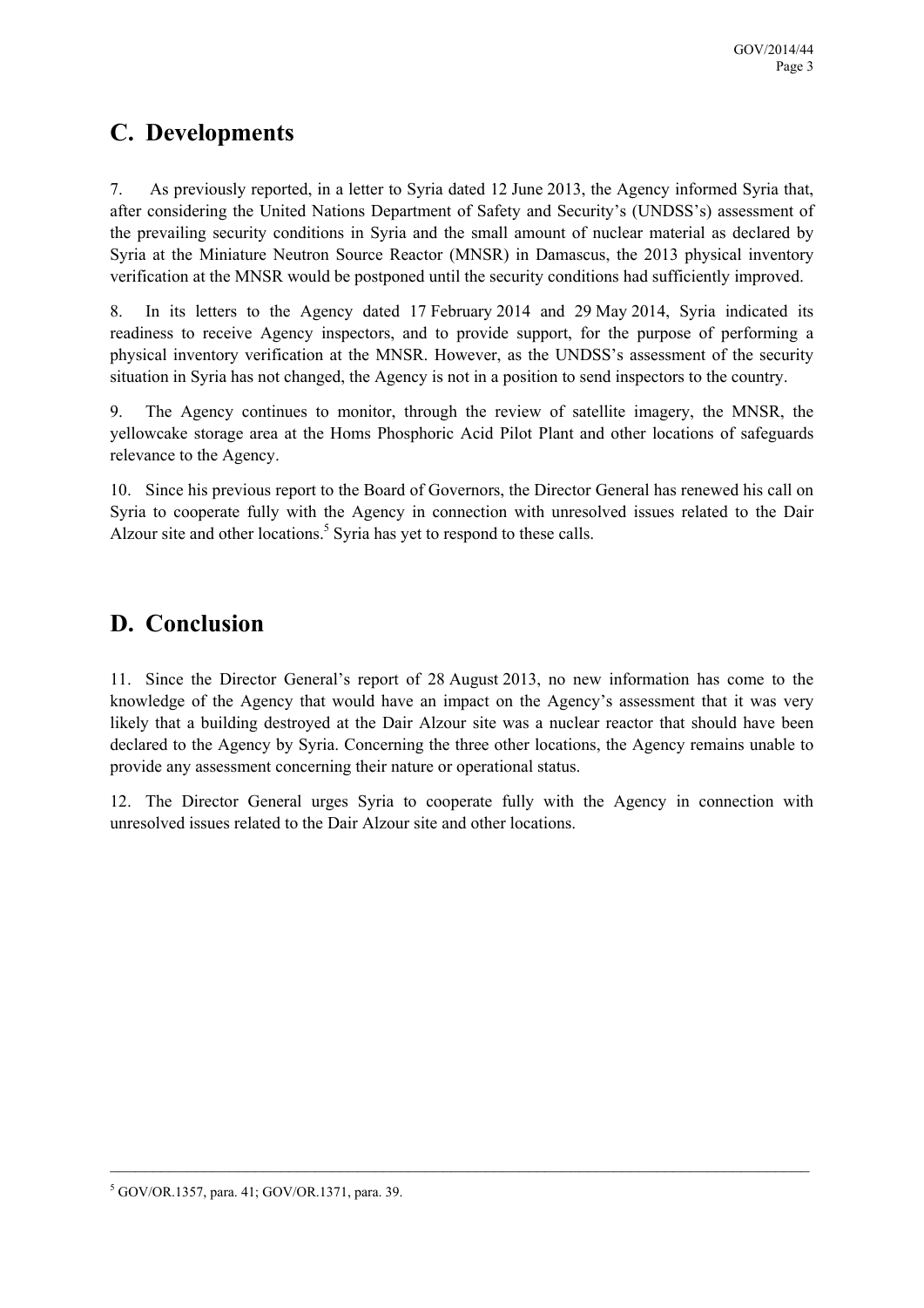## C. Developments

7. As previously reported, in a letter to Syria dated 12 June 2013, the Agency informed Syria that, after considering the United Nations Department of Safety and Security's (UNDSS's) assessment of the prevailing security conditions in Syria and the small amount of nuclear material as declared by Syria at the Miniature Neutron Source Reactor (MNSR) in Damascus, the 2013 physical inventory verification at the MNSR would be postponed until the security conditions had sufficiently improved.

8. In its letters to the Agency dated 17 February 2014 and 29 May 2014, Syria indicated its readiness to receive Agency inspectors, and to provide support, for the purpose of performing a physical inventory verification at the MNSR. However, as the UNDSS's assessment of the security situation in Syria has not changed, the Agency is not in a position to send inspectors to the country.

9. The Agency continues to monitor, through the review of satellite imagery, the MNSR, the yellowcake storage area at the Homs Phosphoric Acid Pilot Plant and other locations of safeguards relevance to the Agency.

10. Since his previous report to the Board of Governors, the Director General has renewed his call on Syria to cooperate fully with the Agency in connection with unresolved issues related to the Dair Alzour site and other locations.[5] Syria has yet to respond to these calls.

## D. Conclusion

11. Since the Director General's report of 28 August 2013, no new information has come to the knowledge of the Agency that would have an impact on the Agency's assessment that it was very likely that a building destroyed at the Dair Alzour site was a nuclear reactor that should have been declared to the Agency by Syria. Concerning the three other locations, the Agency remains unable to provide any assessment concerning their nature or operational status.

12. The Director General urges Syria to cooperate fully with the Agency in connection with unresolved issues related to the Dair Alzour site and other locations.

---

[5] GOV/OR.1357, para. 41; GOV/OR.1371, para. 39.